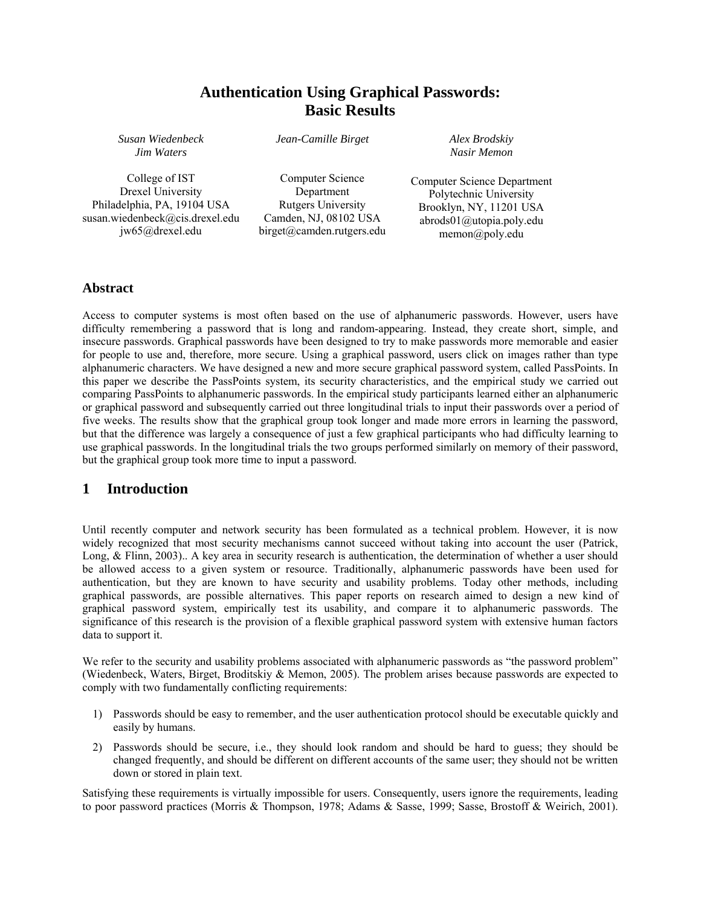# Authentication Using Graphical Passwords: Basic Results

*Susan Wiedenbeck*
*Jim Waters*

College of IST
Drexel University
Philadelphia, PA, 19104 USA
susan.wiedenbeck@cis.drexel.edu
jw65@drexel.edu

*Jean-Camille Birget*

Computer Science Department
Rutgers University
Camden, NJ, 08102 USA
birget@camden.rutgers.edu

*Alex Brodskiy*
*Nasir Memon*

Computer Science Department
Polytechnic University
Brooklyn, NY, 11201 USA
abrods01@utopia.poly.edu
memon@poly.edu

## Abstract

Access to computer systems is most often based on the use of alphanumeric passwords. However, users have difficulty remembering a password that is long and random-appearing. Instead, they create short, simple, and insecure passwords. Graphical passwords have been designed to try to make passwords more memorable and easier for people to use and, therefore, more secure. Using a graphical password, users click on images rather than type alphanumeric characters. We have designed a new and more secure graphical password system, called PassPoints. In this paper we describe the PassPoints system, its security characteristics, and the empirical study we carried out comparing PassPoints to alphanumeric passwords. In the empirical study participants learned either an alphanumeric or graphical password and subsequently carried out three longitudinal trials to input their passwords over a period of five weeks. The results show that the graphical group took longer and made more errors in learning the password, but that the difference was largely a consequence of just a few graphical participants who had difficulty learning to use graphical passwords. In the longitudinal trials the two groups performed similarly on memory of their password, but the graphical group took more time to input a password.

## 1 Introduction

Until recently computer and network security has been formulated as a technical problem. However, it is now widely recognized that most security mechanisms cannot succeed without taking into account the user (Patrick, Long, & Flinn, 2003).. A key area in security research is authentication, the determination of whether a user should be allowed access to a given system or resource. Traditionally, alphanumeric passwords have been used for authentication, but they are known to have security and usability problems. Today other methods, including graphical passwords, are possible alternatives. This paper reports on research aimed to design a new kind of graphical password system, empirically test its usability, and compare it to alphanumeric passwords. The significance of this research is the provision of a flexible graphical password system with extensive human factors data to support it.

We refer to the security and usability problems associated with alphanumeric passwords as "the password problem" (Wiedenbeck, Waters, Birget, Broditskiy & Memon, 2005). The problem arises because passwords are expected to comply with two fundamentally conflicting requirements:

1) Passwords should be easy to remember, and the user authentication protocol should be executable quickly and easily by humans.
2) Passwords should be secure, i.e., they should look random and should be hard to guess; they should be changed frequently, and should be different on different accounts of the same user; they should not be written down or stored in plain text.

Satisfying these requirements is virtually impossible for users. Consequently, users ignore the requirements, leading to poor password practices (Morris & Thompson, 1978; Adams & Sasse, 1999; Sasse, Brostoff & Weirich, 2001).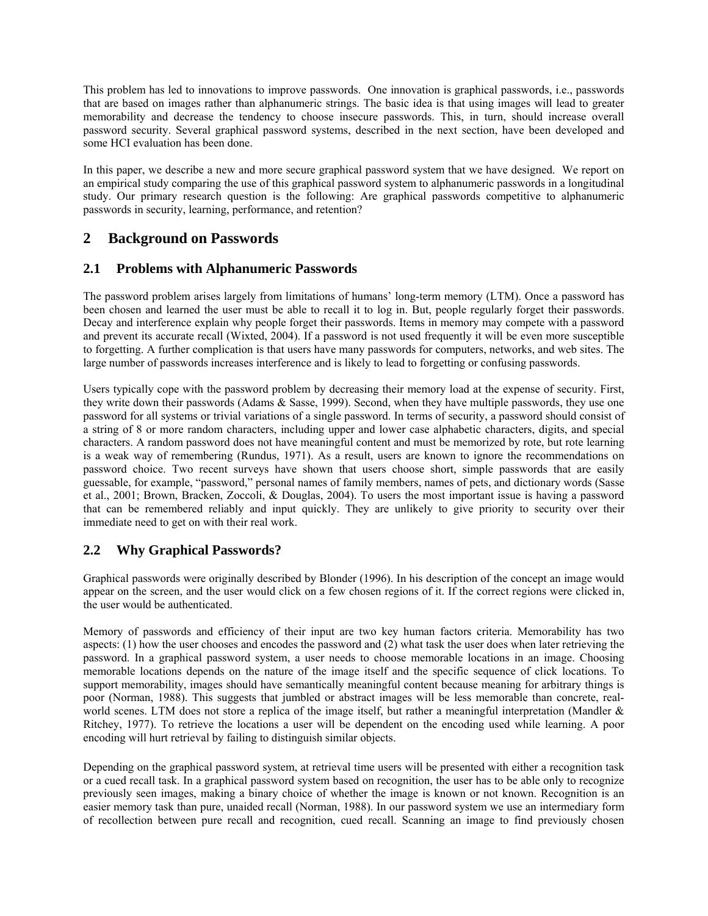This problem has led to innovations to improve passwords. One innovation is graphical passwords, i.e., passwords that are based on images rather than alphanumeric strings. The basic idea is that using images will lead to greater memorability and decrease the tendency to choose insecure passwords. This, in turn, should increase overall password security. Several graphical password systems, described in the next section, have been developed and some HCI evaluation has been done.

In this paper, we describe a new and more secure graphical password system that we have designed. We report on an empirical study comparing the use of this graphical password system to alphanumeric passwords in a longitudinal study. Our primary research question is the following: Are graphical passwords competitive to alphanumeric passwords in security, learning, performance, and retention?

## 2 Background on Passwords

### 2.1 Problems with Alphanumeric Passwords

The password problem arises largely from limitations of humans' long-term memory (LTM). Once a password has been chosen and learned the user must be able to recall it to log in. But, people regularly forget their passwords. Decay and interference explain why people forget their passwords. Items in memory may compete with a password and prevent its accurate recall (Wixted, 2004). If a password is not used frequently it will be even more susceptible to forgetting. A further complication is that users have many passwords for computers, networks, and web sites. The large number of passwords increases interference and is likely to lead to forgetting or confusing passwords.

Users typically cope with the password problem by decreasing their memory load at the expense of security. First, they write down their passwords (Adams & Sasse, 1999). Second, when they have multiple passwords, they use one password for all systems or trivial variations of a single password. In terms of security, a password should consist of a string of 8 or more random characters, including upper and lower case alphabetic characters, digits, and special characters. A random password does not have meaningful content and must be memorized by rote, but rote learning is a weak way of remembering (Rundus, 1971). As a result, users are known to ignore the recommendations on password choice. Two recent surveys have shown that users choose short, simple passwords that are easily guessable, for example, "password," personal names of family members, names of pets, and dictionary words (Sasse et al., 2001; Brown, Bracken, Zoccoli, & Douglas, 2004). To users the most important issue is having a password that can be remembered reliably and input quickly. They are unlikely to give priority to security over their immediate need to get on with their real work.

### 2.2 Why Graphical Passwords?

Graphical passwords were originally described by Blonder (1996). In his description of the concept an image would appear on the screen, and the user would click on a few chosen regions of it. If the correct regions were clicked in, the user would be authenticated.

Memory of passwords and efficiency of their input are two key human factors criteria. Memorability has two aspects: (1) how the user chooses and encodes the password and (2) what task the user does when later retrieving the password. In a graphical password system, a user needs to choose memorable locations in an image. Choosing memorable locations depends on the nature of the image itself and the specific sequence of click locations. To support memorability, images should have semantically meaningful content because meaning for arbitrary things is poor (Norman, 1988). This suggests that jumbled or abstract images will be less memorable than concrete, real-world scenes. LTM does not store a replica of the image itself, but rather a meaningful interpretation (Mandler & Ritchey, 1977). To retrieve the locations a user will be dependent on the encoding used while learning. A poor encoding will hurt retrieval by failing to distinguish similar objects.

Depending on the graphical password system, at retrieval time users will be presented with either a recognition task or a cued recall task. In a graphical password system based on recognition, the user has to be able only to recognize previously seen images, making a binary choice of whether the image is known or not known. Recognition is an easier memory task than pure, unaided recall (Norman, 1988). In our password system we use an intermediary form of recollection between pure recall and recognition, cued recall. Scanning an image to find previously chosen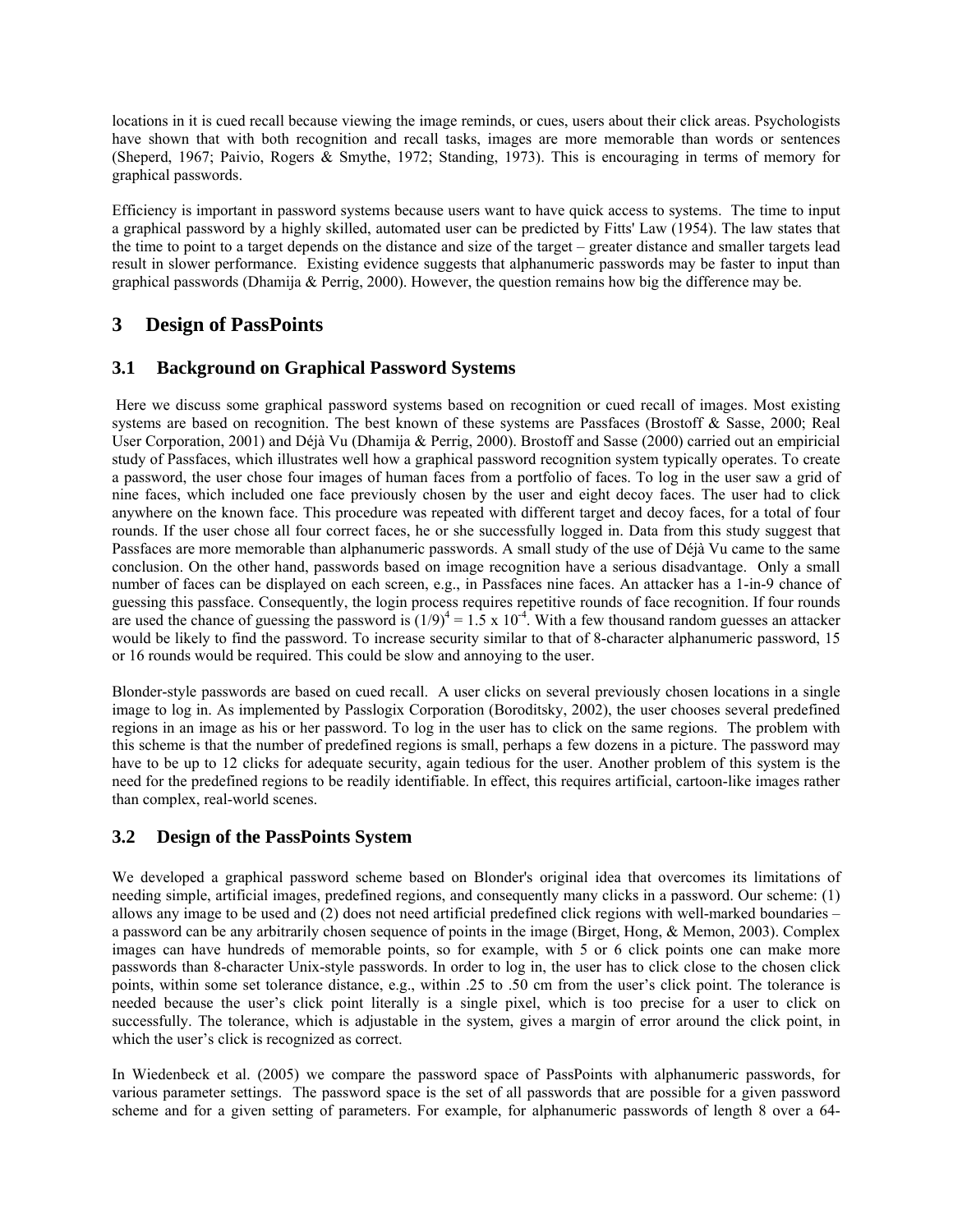locations in it is cued recall because viewing the image reminds, or cues, users about their click areas. Psychologists have shown that with both recognition and recall tasks, images are more memorable than words or sentences (Sheperd, 1967; Paivio, Rogers & Smythe, 1972; Standing, 1973). This is encouraging in terms of memory for graphical passwords.

Efficiency is important in password systems because users want to have quick access to systems. The time to input a graphical password by a highly skilled, automated user can be predicted by Fitts' Law (1954). The law states that the time to point to a target depends on the distance and size of the target – greater distance and smaller targets lead result in slower performance. Existing evidence suggests that alphanumeric passwords may be faster to input than graphical passwords (Dhamija & Perrig, 2000). However, the question remains how big the difference may be.

# 3 Design of PassPoints

## 3.1 Background on Graphical Password Systems

Here we discuss some graphical password systems based on recognition or cued recall of images. Most existing systems are based on recognition. The best known of these systems are Passfaces (Brostoff & Sasse, 2000; Real User Corporation, 2001) and Déjà Vu (Dhamija & Perrig, 2000). Brostoff and Sasse (2000) carried out an empiricial study of Passfaces, which illustrates well how a graphical password recognition system typically operates. To create a password, the user chose four images of human faces from a portfolio of faces. To log in the user saw a grid of nine faces, which included one face previously chosen by the user and eight decoy faces. The user had to click anywhere on the known face. This procedure was repeated with different target and decoy faces, for a total of four rounds. If the user chose all four correct faces, he or she successfully logged in. Data from this study suggest that Passfaces are more memorable than alphanumeric passwords. A small study of the use of Déjà Vu came to the same conclusion. On the other hand, passwords based on image recognition have a serious disadvantage. Only a small number of faces can be displayed on each screen, e.g., in Passfaces nine faces. An attacker has a 1-in-9 chance of guessing this passface. Consequently, the login process requires repetitive rounds of face recognition. If four rounds are used the chance of guessing the password is $(1/9)^4 = 1.5 \times 10^{-4}$. With a few thousand random guesses an attacker would be likely to find the password. To increase security similar to that of 8-character alphanumeric password, 15 or 16 rounds would be required. This could be slow and annoying to the user.

Blonder-style passwords are based on cued recall. A user clicks on several previously chosen locations in a single image to log in. As implemented by Passlogix Corporation (Boroditsky, 2002), the user chooses several predefined regions in an image as his or her password. To log in the user has to click on the same regions. The problem with this scheme is that the number of predefined regions is small, perhaps a few dozens in a picture. The password may have to be up to 12 clicks for adequate security, again tedious for the user. Another problem of this system is the need for the predefined regions to be readily identifiable. In effect, this requires artificial, cartoon-like images rather than complex, real-world scenes.

## 3.2 Design of the PassPoints System

We developed a graphical password scheme based on Blonder's original idea that overcomes its limitations of needing simple, artificial images, predefined regions, and consequently many clicks in a password. Our scheme: (1) allows any image to be used and (2) does not need artificial predefined click regions with well-marked boundaries – a password can be any arbitrarily chosen sequence of points in the image (Birget, Hong, & Memon, 2003). Complex images can have hundreds of memorable points, so for example, with 5 or 6 click points one can make more passwords than 8-character Unix-style passwords. In order to log in, the user has to click close to the chosen click points, within some set tolerance distance, e.g., within .25 to .50 cm from the user's click point. The tolerance is needed because the user's click point literally is a single pixel, which is too precise for a user to click on successfully. The tolerance, which is adjustable in the system, gives a margin of error around the click point, in which the user's click is recognized as correct.

In Wiedenbeck et al. (2005) we compare the password space of PassPoints with alphanumeric passwords, for various parameter settings. The password space is the set of all passwords that are possible for a given password scheme and for a given setting of parameters. For example, for alphanumeric passwords of length 8 over a 64-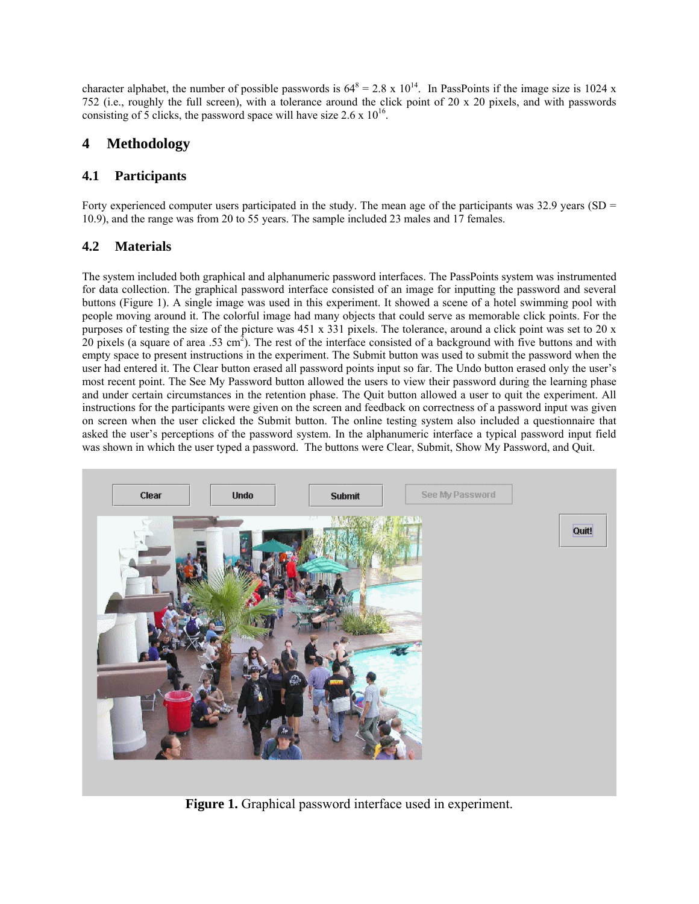character alphabet, the number of possible passwords is $64^8 = 2.8 \times 10^{14}$. In PassPoints if the image size is 1024 x 752 (i.e., roughly the full screen), with a tolerance around the click point of 20 x 20 pixels, and with passwords consisting of 5 clicks, the password space will have size $2.6 \times 10^{16}$.

# 4 Methodology

## 4.1 Participants

Forty experienced computer users participated in the study. The mean age of the participants was 32.9 years (SD = 10.9), and the range was from 20 to 55 years. The sample included 23 males and 17 females.

## 4.2 Materials

The system included both graphical and alphanumeric password interfaces. The PassPoints system was instrumented for data collection. The graphical password interface consisted of an image for inputting the password and several buttons (Figure 1). A single image was used in this experiment. It showed a scene of a hotel swimming pool with people moving around it. The colorful image had many objects that could serve as memorable click points. For the purposes of testing the size of the picture was 451 x 331 pixels. The tolerance, around a click point was set to 20 x 20 pixels (a square of area .53 $cm^2$). The rest of the interface consisted of a background with five buttons and with empty space to present instructions in the experiment. The Submit button was used to submit the password when the user had entered it. The Clear button erased all password points input so far. The Undo button erased only the user's most recent point. The See My Password button allowed the users to view their password during the learning phase and under certain circumstances in the retention phase. The Quit button allowed a user to quit the experiment. All instructions for the participants were given on the screen and feedback on correctness of a password input was given on screen when the user clicked the Submit button. The online testing system also included a questionnaire that asked the user's perceptions of the password system. In the alphanumeric interface a typical password input field was shown in which the user typed a password. The buttons were Clear, Submit, Show My Password, and Quit.

**Figure 1.** Graphical password interface used in experiment.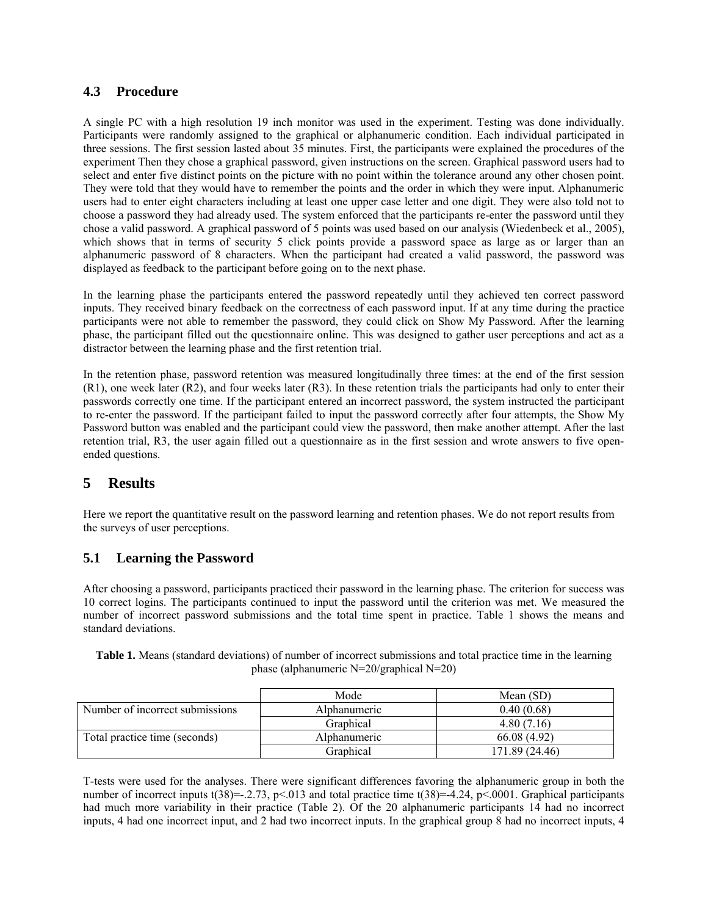## 4.3 Procedure

A single PC with a high resolution 19 inch monitor was used in the experiment. Testing was done individually. Participants were randomly assigned to the graphical or alphanumeric condition. Each individual participated in three sessions. The first session lasted about 35 minutes. First, the participants were explained the procedures of the experiment Then they chose a graphical password, given instructions on the screen. Graphical password users had to select and enter five distinct points on the picture with no point within the tolerance around any other chosen point. They were told that they would have to remember the points and the order in which they were input. Alphanumeric users had to enter eight characters including at least one upper case letter and one digit. They were also told not to choose a password they had already used. The system enforced that the participants re-enter the password until they chose a valid password. A graphical password of 5 points was used based on our analysis (Wiedenbeck et al., 2005), which shows that in terms of security 5 click points provide a password space as large as or larger than an alphanumeric password of 8 characters. When the participant had created a valid password, the password was displayed as feedback to the participant before going on to the next phase.

In the learning phase the participants entered the password repeatedly until they achieved ten correct password inputs. They received binary feedback on the correctness of each password input. If at any time during the practice participants were not able to remember the password, they could click on Show My Password. After the learning phase, the participant filled out the questionnaire online. This was designed to gather user perceptions and act as a distractor between the learning phase and the first retention trial.

In the retention phase, password retention was measured longitudinally three times: at the end of the first session (R1), one week later (R2), and four weeks later (R3). In these retention trials the participants had only to enter their passwords correctly one time. If the participant entered an incorrect password, the system instructed the participant to re-enter the password. If the participant failed to input the password correctly after four attempts, the Show My Password button was enabled and the participant could view the password, then make another attempt. After the last retention trial, R3, the user again filled out a questionnaire as in the first session and wrote answers to five open-ended questions.

# 5 Results

Here we report the quantitative result on the password learning and retention phases. We do not report results from the surveys of user perceptions.

## 5.1 Learning the Password

After choosing a password, participants practiced their password in the learning phase. The criterion for success was 10 correct logins. The participants continued to input the password until the criterion was met. We measured the number of incorrect password submissions and the total time spent in practice. Table 1 shows the means and standard deviations.

**Table 1.** Means (standard deviations) of number of incorrect submissions and total practice time in the learning phase (alphanumeric N=20/graphical N=20)

| | Mode | Mean (SD) |
|---|---|---|
| Number of incorrect submissions | Alphanumeric | 0.40 (0.68) |
| | Graphical | 4.80 (7.16) |
| Total practice time (seconds) | Alphanumeric | 66.08 (4.92) |
| | Graphical | 171.89 (24.46) |

T-tests were used for the analyses. There were significant differences favoring the alphanumeric group in both the number of incorrect inputs $t(38)=-.2.73$, $p<.013$ and total practice time $t(38)=-4.24$, $p<.0001$. Graphical participants had much more variability in their practice (Table 2). Of the 20 alphanumeric participants 14 had no incorrect inputs, 4 had one incorrect input, and 2 had two incorrect inputs. In the graphical group 8 had no incorrect inputs, 4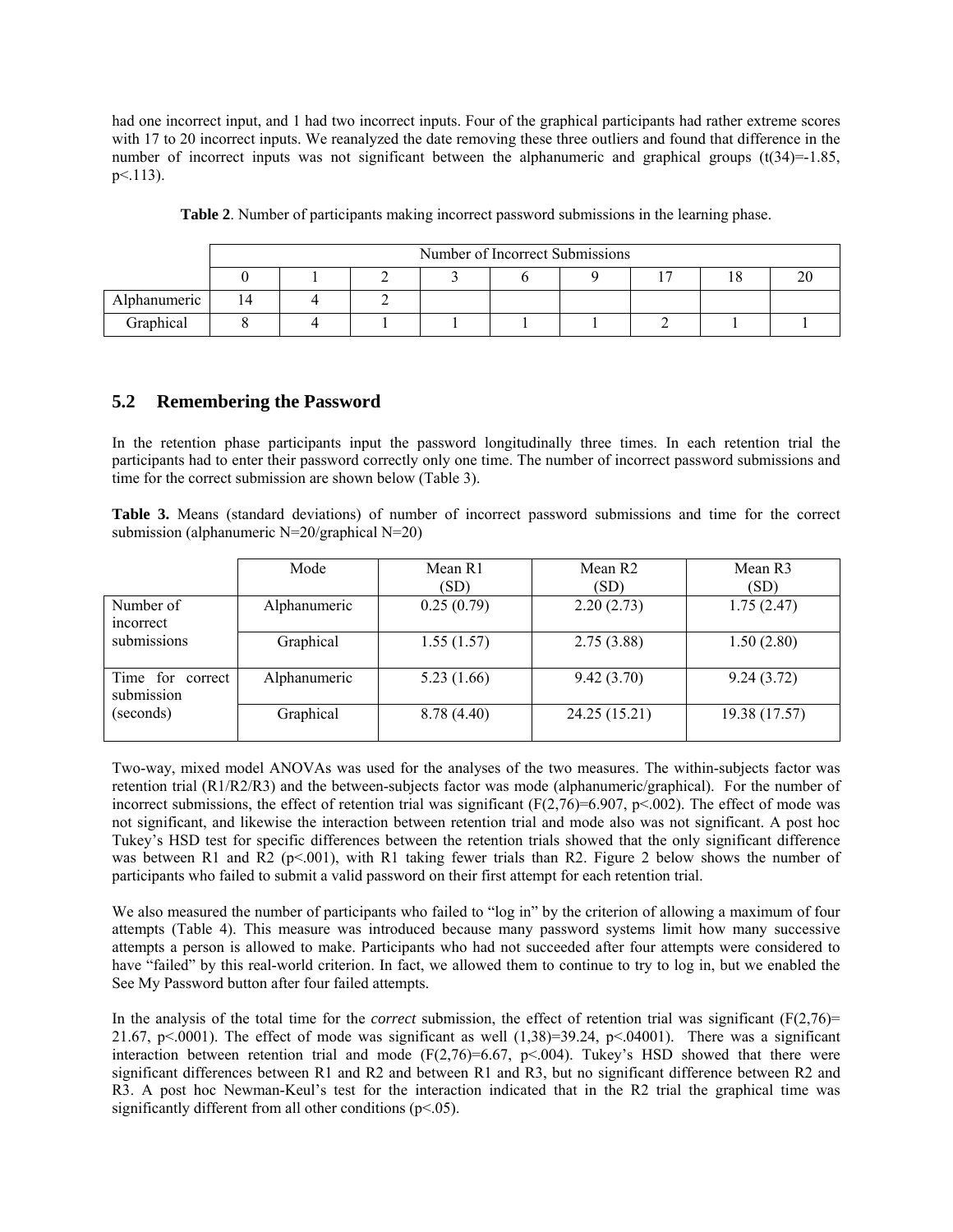had one incorrect input, and 1 had two incorrect inputs. Four of the graphical participants had rather extreme scores with 17 to 20 incorrect inputs. We reanalyzed the date removing these three outliers and found that difference in the number of incorrect inputs was not significant between the alphanumeric and graphical groups ($t(34)=-1.85$, $p<.113$).

**Table 2**. Number of participants making incorrect password submissions in the learning phase.

| | Number of Incorrect Submissions | | | | | | | | |
|---|---|---|---|---|---|---|---|---|---|
| | 0 | 1 | 2 | 3 | 6 | 9 | 17 | 18 | 20 |
| Alphanumeric | 14 | 4 | 2 | | | | | | |
| Graphical | 8 | 4 | 1 | 1 | 1 | 1 | 2 | 1 | 1 |

## 5.2 Remembering the Password

In the retention phase participants input the password longitudinally three times. In each retention trial the participants had to enter their password correctly only one time. The number of incorrect password submissions and time for the correct submission are shown below (Table 3).

**Table 3.** Means (standard deviations) of number of incorrect password submissions and time for the correct submission (alphanumeric N=20/graphical N=20)

| | Mode | Mean R1 (SD) | Mean R2 (SD) | Mean R3 (SD) |
|---|---|---|---|---|
| Number of incorrect submissions | Alphanumeric | 0.25 (0.79) | 2.20 (2.73) | 1.75 (2.47) |
| | Graphical | 1.55 (1.57) | 2.75 (3.88) | 1.50 (2.80) |
| Time for correct submission (seconds) | Alphanumeric | 5.23 (1.66) | 9.42 (3.70) | 9.24 (3.72) |
| | Graphical | 8.78 (4.40) | 24.25 (15.21) | 19.38 (17.57) |

Two-way, mixed model ANOVAs was used for the analyses of the two measures. The within-subjects factor was retention trial (R1/R2/R3) and the between-subjects factor was mode (alphanumeric/graphical). For the number of incorrect submissions, the effect of retention trial was significant ($F(2,76)=6.907$, $p<.002$). The effect of mode was not significant, and likewise the interaction between retention trial and mode also was not significant. A post hoc Tukey's HSD test for specific differences between the retention trials showed that the only significant difference was between R1 and R2 ($p<.001$), with R1 taking fewer trials than R2. Figure 2 below shows the number of participants who failed to submit a valid password on their first attempt for each retention trial.

We also measured the number of participants who failed to "log in" by the criterion of allowing a maximum of four attempts (Table 4). This measure was introduced because many password systems limit how many successive attempts a person is allowed to make. Participants who had not succeeded after four attempts were considered to have "failed" by this real-world criterion. In fact, we allowed them to continue to try to log in, but we enabled the See My Password button after four failed attempts.

In the analysis of the total time for the *correct* submission, the effect of retention trial was significant ($F(2,76)= 21.67$, $p<.0001$). The effect of mode was significant as well ($(1,38)=39.24$, $p<.04001$). There was a significant interaction between retention trial and mode ($F(2,76)=6.67$, $p<.004$). Tukey's HSD showed that there were significant differences between R1 and R2 and between R1 and R3, but no significant difference between R2 and R3. A post hoc Newman-Keul's test for the interaction indicated that in the R2 trial the graphical time was significantly different from all other conditions ($p<.05$).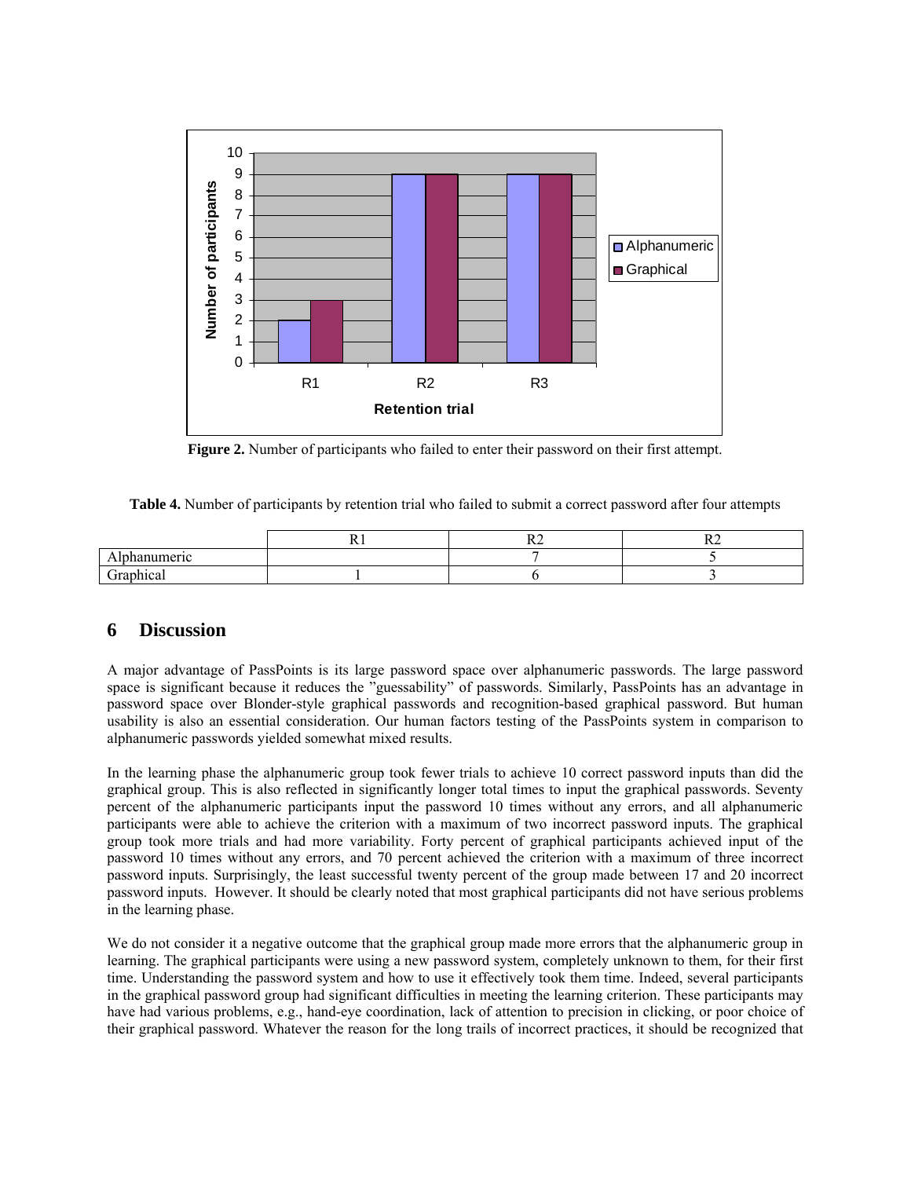**Figure 2.** Number of participants who failed to enter their password on their first attempt.

**Table 4.** Number of participants by retention trial who failed to submit a correct password after four attempts

| | R1 | R2 | R2 |
|---|---|---|---|
| Alphanumeric | | 7 | 5 |
| Graphical | 1 | 6 | 3 |

## 6 Discussion

A major advantage of PassPoints is its large password space over alphanumeric passwords. The large password space is significant because it reduces the "guessability" of passwords. Similarly, PassPoints has an advantage in password space over Blonder-style graphical passwords and recognition-based graphical password. But human usability is also an essential consideration. Our human factors testing of the PassPoints system in comparison to alphanumeric passwords yielded somewhat mixed results.

In the learning phase the alphanumeric group took fewer trials to achieve 10 correct password inputs than did the graphical group. This is also reflected in significantly longer total times to input the graphical passwords. Seventy percent of the alphanumeric participants input the password 10 times without any errors, and all alphanumeric participants were able to achieve the criterion with a maximum of two incorrect password inputs. The graphical group took more trials and had more variability. Forty percent of graphical participants achieved input of the password 10 times without any errors, and 70 percent achieved the criterion with a maximum of three incorrect password inputs. Surprisingly, the least successful twenty percent of the group made between 17 and 20 incorrect password inputs. However. It should be clearly noted that most graphical participants did not have serious problems in the learning phase.

We do not consider it a negative outcome that the graphical group made more errors that the alphanumeric group in learning. The graphical participants were using a new password system, completely unknown to them, for their first time. Understanding the password system and how to use it effectively took them time. Indeed, several participants in the graphical password group had significant difficulties in meeting the learning criterion. These participants may have had various problems, e.g., hand-eye coordination, lack of attention to precision in clicking, or poor choice of their graphical password. Whatever the reason for the long trails of incorrect practices, it should be recognized that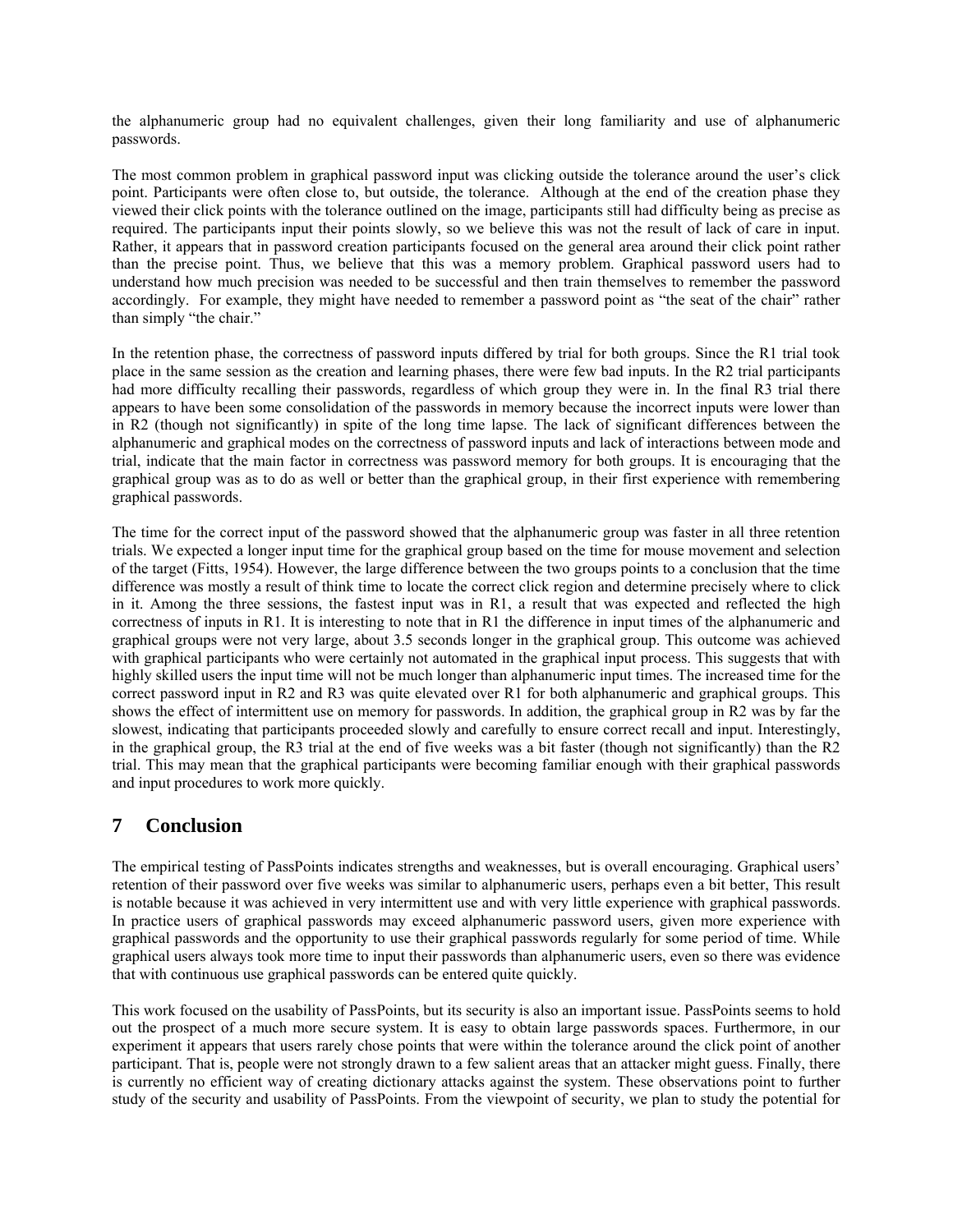the alphanumeric group had no equivalent challenges, given their long familiarity and use of alphanumeric passwords.

The most common problem in graphical password input was clicking outside the tolerance around the user's click point. Participants were often close to, but outside, the tolerance. Although at the end of the creation phase they viewed their click points with the tolerance outlined on the image, participants still had difficulty being as precise as required. The participants input their points slowly, so we believe this was not the result of lack of care in input. Rather, it appears that in password creation participants focused on the general area around their click point rather than the precise point. Thus, we believe that this was a memory problem. Graphical password users had to understand how much precision was needed to be successful and then train themselves to remember the password accordingly. For example, they might have needed to remember a password point as "the seat of the chair" rather than simply "the chair."

In the retention phase, the correctness of password inputs differed by trial for both groups. Since the R1 trial took place in the same session as the creation and learning phases, there were few bad inputs. In the R2 trial participants had more difficulty recalling their passwords, regardless of which group they were in. In the final R3 trial there appears to have been some consolidation of the passwords in memory because the incorrect inputs were lower than in R2 (though not significantly) in spite of the long time lapse. The lack of significant differences between the alphanumeric and graphical modes on the correctness of password inputs and lack of interactions between mode and trial, indicate that the main factor in correctness was password memory for both groups. It is encouraging that the graphical group was as to do as well or better than the graphical group, in their first experience with remembering graphical passwords.

The time for the correct input of the password showed that the alphanumeric group was faster in all three retention trials. We expected a longer input time for the graphical group based on the time for mouse movement and selection of the target (Fitts, 1954). However, the large difference between the two groups points to a conclusion that the time difference was mostly a result of think time to locate the correct click region and determine precisely where to click in it. Among the three sessions, the fastest input was in R1, a result that was expected and reflected the high correctness of inputs in R1. It is interesting to note that in R1 the difference in input times of the alphanumeric and graphical groups were not very large, about 3.5 seconds longer in the graphical group. This outcome was achieved with graphical participants who were certainly not automated in the graphical input process. This suggests that with highly skilled users the input time will not be much longer than alphanumeric input times. The increased time for the correct password input in R2 and R3 was quite elevated over R1 for both alphanumeric and graphical groups. This shows the effect of intermittent use on memory for passwords. In addition, the graphical group in R2 was by far the slowest, indicating that participants proceeded slowly and carefully to ensure correct recall and input. Interestingly, in the graphical group, the R3 trial at the end of five weeks was a bit faster (though not significantly) than the R2 trial. This may mean that the graphical participants were becoming familiar enough with their graphical passwords and input procedures to work more quickly.

# 7 Conclusion

The empirical testing of PassPoints indicates strengths and weaknesses, but is overall encouraging. Graphical users' retention of their password over five weeks was similar to alphanumeric users, perhaps even a bit better, This result is notable because it was achieved in very intermittent use and with very little experience with graphical passwords. In practice users of graphical passwords may exceed alphanumeric password users, given more experience with graphical passwords and the opportunity to use their graphical passwords regularly for some period of time. While graphical users always took more time to input their passwords than alphanumeric users, even so there was evidence that with continuous use graphical passwords can be entered quite quickly.

This work focused on the usability of PassPoints, but its security is also an important issue. PassPoints seems to hold out the prospect of a much more secure system. It is easy to obtain large passwords spaces. Furthermore, in our experiment it appears that users rarely chose points that were within the tolerance around the click point of another participant. That is, people were not strongly drawn to a few salient areas that an attacker might guess. Finally, there is currently no efficient way of creating dictionary attacks against the system. These observations point to further study of the security and usability of PassPoints. From the viewpoint of security, we plan to study the potential for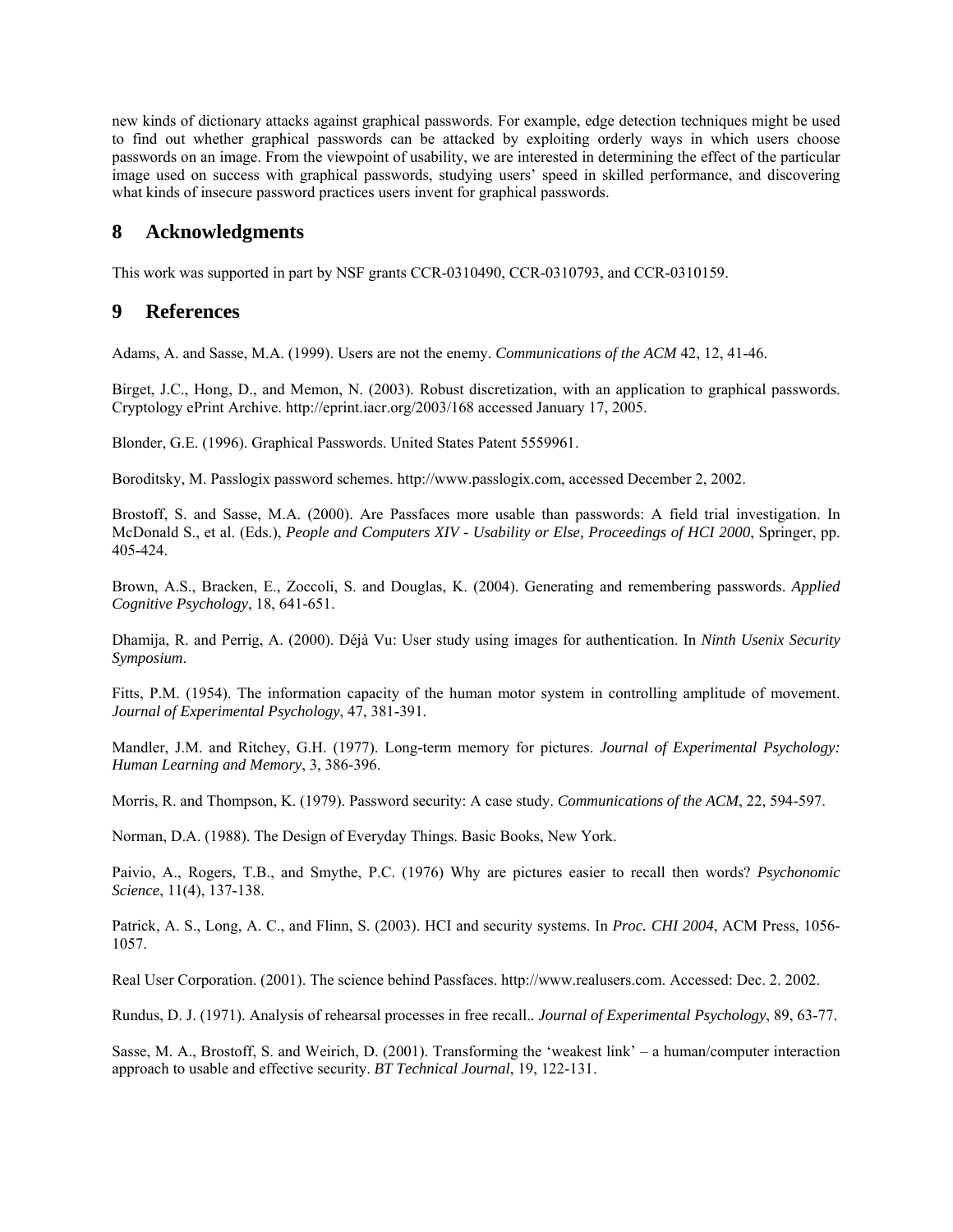new kinds of dictionary attacks against graphical passwords. For example, edge detection techniques might be used to find out whether graphical passwords can be attacked by exploiting orderly ways in which users choose passwords on an image. From the viewpoint of usability, we are interested in determining the effect of the particular image used on success with graphical passwords, studying users' speed in skilled performance, and discovering what kinds of insecure password practices users invent for graphical passwords.

## 8 Acknowledgments

This work was supported in part by NSF grants CCR-0310490, CCR-0310793, and CCR-0310159.

## 9 References

Adams, A. and Sasse, M.A. (1999). Users are not the enemy. *Communications of the ACM* 42, 12, 41-46.

Birget, J.C., Hong, D., and Memon, N. (2003). Robust discretization, with an application to graphical passwords. Cryptology ePrint Archive. http://eprint.iacr.org/2003/168 accessed January 17, 2005.

Blonder, G.E. (1996). Graphical Passwords. United States Patent 5559961.

Boroditsky, M. Passlogix password schemes. http://www.passlogix.com, accessed December 2, 2002.

Brostoff, S. and Sasse, M.A. (2000). Are Passfaces more usable than passwords: A field trial investigation. In McDonald S., et al. (Eds.), *People and Computers XIV - Usability or Else, Proceedings of HCI 2000*, Springer, pp. 405-424.

Brown, A.S., Bracken, E., Zoccoli, S. and Douglas, K. (2004). Generating and remembering passwords. *Applied Cognitive Psychology*, 18, 641-651.

Dhamija, R. and Perrig, A. (2000). Déjà Vu: User study using images for authentication. In *Ninth Usenix Security Symposium*.

Fitts, P.M. (1954). The information capacity of the human motor system in controlling amplitude of movement. *Journal of Experimental Psychology*, 47, 381-391.

Mandler, J.M. and Ritchey, G.H. (1977). Long-term memory for pictures. *Journal of Experimental Psychology: Human Learning and Memory*, 3, 386-396.

Morris, R. and Thompson, K. (1979). Password security: A case study. *Communications of the ACM*, 22, 594-597.

Norman, D.A. (1988). The Design of Everyday Things. Basic Books, New York.

Paivio, A., Rogers, T.B., and Smythe, P.C. (1976) Why are pictures easier to recall then words? *Psychonomic Science*, 11(4), 137-138.

Patrick, A. S., Long, A. C., and Flinn, S. (2003). HCI and security systems. In *Proc. CHI 2004*, ACM Press, 1056-1057.

Real User Corporation. (2001). The science behind Passfaces. http://www.realusers.com. Accessed: Dec. 2. 2002.

Rundus, D. J. (1971). Analysis of rehearsal processes in free recall.. *Journal of Experimental Psychology*, 89, 63-77.

Sasse, M. A., Brostoff, S. and Weirich, D. (2001). Transforming the 'weakest link' – a human/computer interaction approach to usable and effective security. *BT Technical Journal*, 19, 122-131.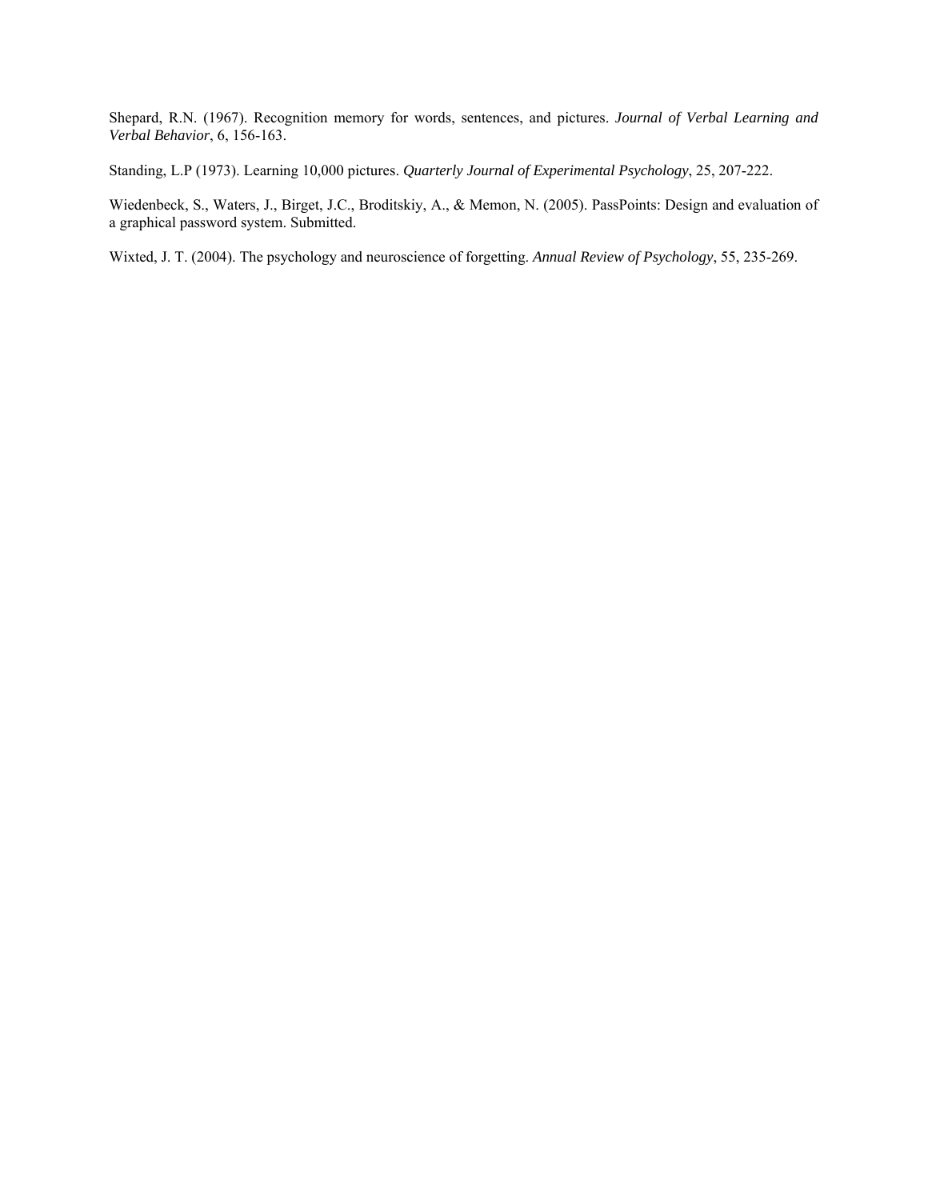Shepard, R.N. (1967). Recognition memory for words, sentences, and pictures. *Journal of Verbal Learning and Verbal Behavior*, 6, 156-163.

Standing, L.P (1973). Learning 10,000 pictures. *Quarterly Journal of Experimental Psychology*, 25, 207-222.

Wiedenbeck, S., Waters, J., Birget, J.C., Broditskiy, A., & Memon, N. (2005). PassPoints: Design and evaluation of a graphical password system. Submitted.

Wixted, J. T. (2004). The psychology and neuroscience of forgetting. *Annual Review of Psychology*, 55, 235-269.